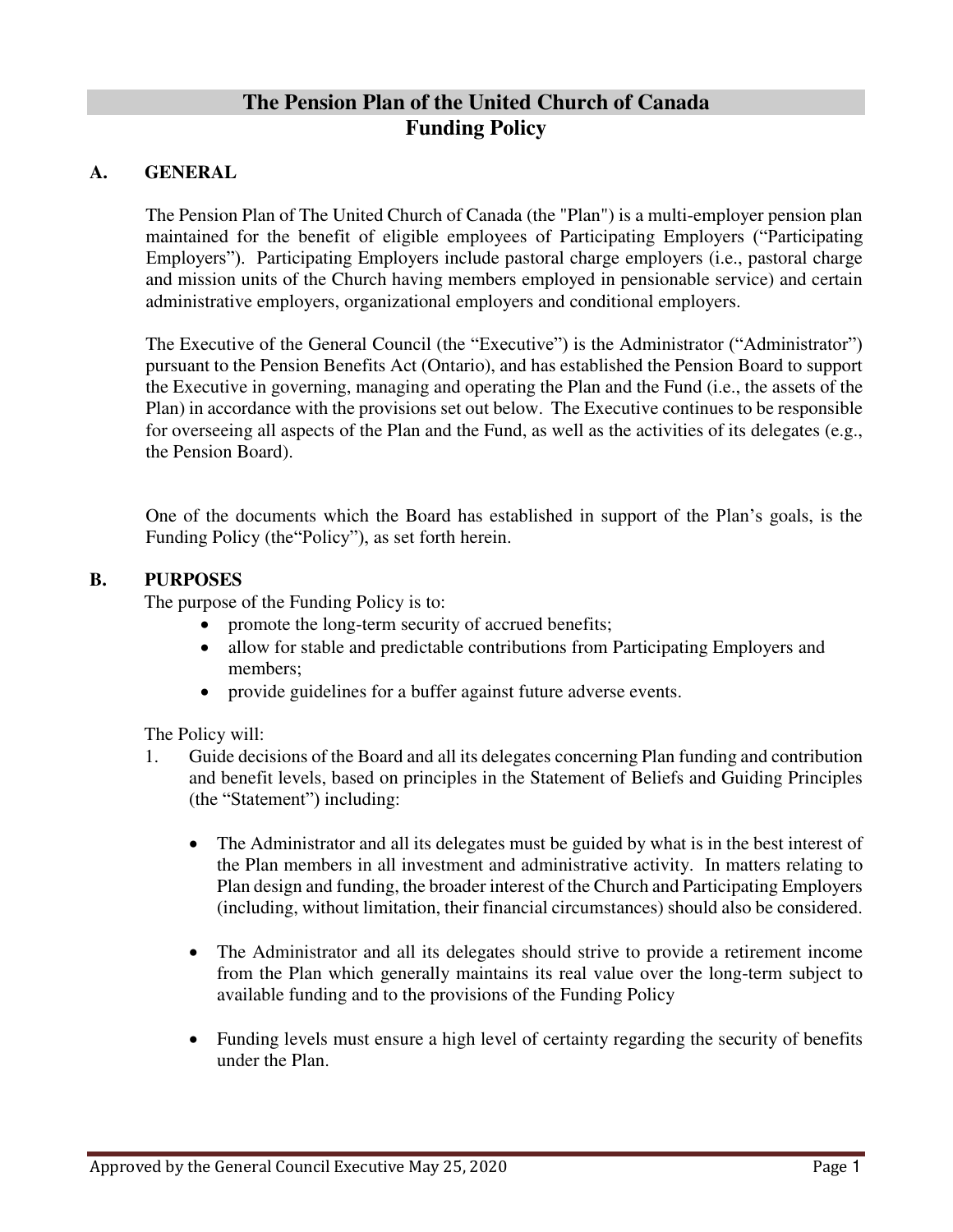# The Pension Plan of the United Church of Canada
# Funding Policy

## A. GENERAL

The Pension Plan of The United Church of Canada (the "Plan") is a multi-employer pension plan maintained for the benefit of eligible employees of Participating Employers ("Participating Employers"). Participating Employers include pastoral charge employers (i.e., pastoral charge and mission units of the Church having members employed in pensionable service) and certain administrative employers, organizational employers and conditional employers.

The Executive of the General Council (the "Executive") is the Administrator ("Administrator") pursuant to the Pension Benefits Act (Ontario), and has established the Pension Board to support the Executive in governing, managing and operating the Plan and the Fund (i.e., the assets of the Plan) in accordance with the provisions set out below. The Executive continues to be responsible for overseeing all aspects of the Plan and the Fund, as well as the activities of its delegates (e.g., the Pension Board).

One of the documents which the Board has established in support of the Plan's goals, is the Funding Policy (the"Policy"), as set forth herein.

## B. PURPOSES

The purpose of the Funding Policy is to:

- promote the long-term security of accrued benefits;
- allow for stable and predictable contributions from Participating Employers and members;
- provide guidelines for a buffer against future adverse events.

The Policy will:

1. Guide decisions of the Board and all its delegates concerning Plan funding and contribution and benefit levels, based on principles in the Statement of Beliefs and Guiding Principles (the "Statement") including:

   - The Administrator and all its delegates must be guided by what is in the best interest of the Plan members in all investment and administrative activity. In matters relating to Plan design and funding, the broader interest of the Church and Participating Employers (including, without limitation, their financial circumstances) should also be considered.

   - The Administrator and all its delegates should strive to provide a retirement income from the Plan which generally maintains its real value over the long-term subject to available funding and to the provisions of the Funding Policy

   - Funding levels must ensure a high level of certainty regarding the security of benefits under the Plan.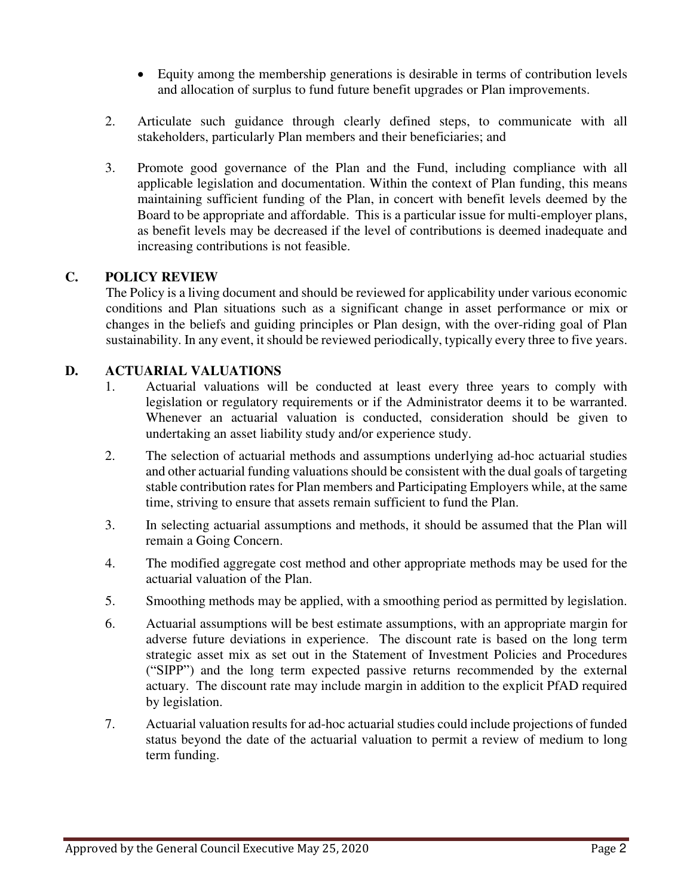- Equity among the membership generations is desirable in terms of contribution levels and allocation of surplus to fund future benefit upgrades or Plan improvements.

2. Articulate such guidance through clearly defined steps, to communicate with all stakeholders, particularly Plan members and their beneficiaries; and

3. Promote good governance of the Plan and the Fund, including compliance with all applicable legislation and documentation. Within the context of Plan funding, this means maintaining sufficient funding of the Plan, in concert with benefit levels deemed by the Board to be appropriate and affordable. This is a particular issue for multi-employer plans, as benefit levels may be decreased if the level of contributions is deemed inadequate and increasing contributions is not feasible.

## C. POLICY REVIEW

The Policy is a living document and should be reviewed for applicability under various economic conditions and Plan situations such as a significant change in asset performance or mix or changes in the beliefs and guiding principles or Plan design, with the over-riding goal of Plan sustainability. In any event, it should be reviewed periodically, typically every three to five years.

## D. ACTUARIAL VALUATIONS

1. Actuarial valuations will be conducted at least every three years to comply with legislation or regulatory requirements or if the Administrator deems it to be warranted. Whenever an actuarial valuation is conducted, consideration should be given to undertaking an asset liability study and/or experience study.

2. The selection of actuarial methods and assumptions underlying ad-hoc actuarial studies and other actuarial funding valuations should be consistent with the dual goals of targeting stable contribution rates for Plan members and Participating Employers while, at the same time, striving to ensure that assets remain sufficient to fund the Plan.

3. In selecting actuarial assumptions and methods, it should be assumed that the Plan will remain a Going Concern.

4. The modified aggregate cost method and other appropriate methods may be used for the actuarial valuation of the Plan.

5. Smoothing methods may be applied, with a smoothing period as permitted by legislation.

6. Actuarial assumptions will be best estimate assumptions, with an appropriate margin for adverse future deviations in experience. The discount rate is based on the long term strategic asset mix as set out in the Statement of Investment Policies and Procedures ("SIPP") and the long term expected passive returns recommended by the external actuary. The discount rate may include margin in addition to the explicit PfAD required by legislation.

7. Actuarial valuation results for ad-hoc actuarial studies could include projections of funded status beyond the date of the actuarial valuation to permit a review of medium to long term funding.

Approved by the General Council Executive May 25, 2020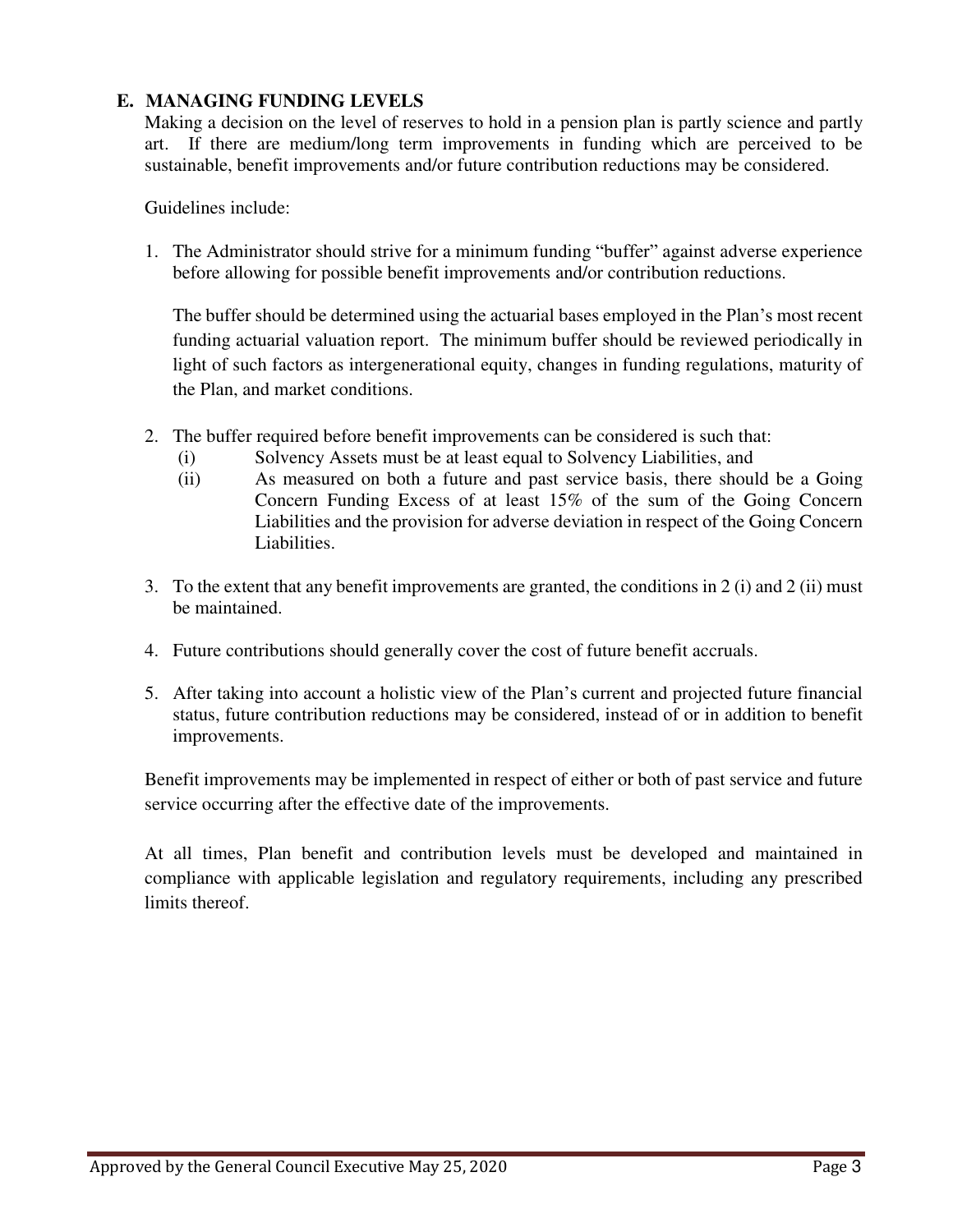## E. MANAGING FUNDING LEVELS

Making a decision on the level of reserves to hold in a pension plan is partly science and partly art. If there are medium/long term improvements in funding which are perceived to be sustainable, benefit improvements and/or future contribution reductions may be considered.

Guidelines include:

1. The Administrator should strive for a minimum funding "buffer" against adverse experience before allowing for possible benefit improvements and/or contribution reductions.

   The buffer should be determined using the actuarial bases employed in the Plan's most recent funding actuarial valuation report. The minimum buffer should be reviewed periodically in light of such factors as intergenerational equity, changes in funding regulations, maturity of the Plan, and market conditions.

2. The buffer required before benefit improvements can be considered is such that:
   (i) Solvency Assets must be at least equal to Solvency Liabilities, and
   (ii) As measured on both a future and past service basis, there should be a Going Concern Funding Excess of at least 15% of the sum of the Going Concern Liabilities and the provision for adverse deviation in respect of the Going Concern Liabilities.

3. To the extent that any benefit improvements are granted, the conditions in 2 (i) and 2 (ii) must be maintained.

4. Future contributions should generally cover the cost of future benefit accruals.

5. After taking into account a holistic view of the Plan's current and projected future financial status, future contribution reductions may be considered, instead of or in addition to benefit improvements.

Benefit improvements may be implemented in respect of either or both of past service and future service occurring after the effective date of the improvements.

At all times, Plan benefit and contribution levels must be developed and maintained in compliance with applicable legislation and regulatory requirements, including any prescribed limits thereof.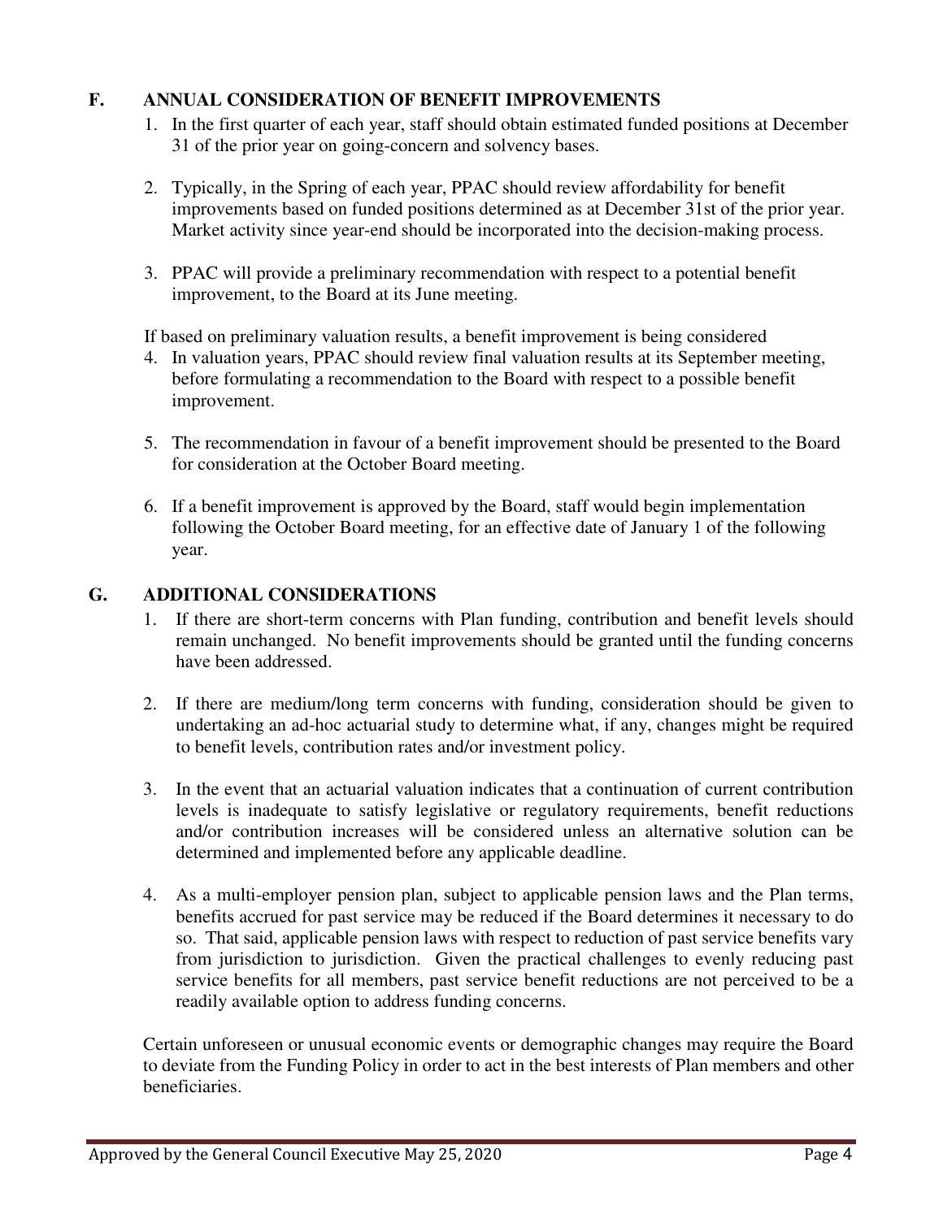## F. ANNUAL CONSIDERATION OF BENEFIT IMPROVEMENTS

1. In the first quarter of each year, staff should obtain estimated funded positions at December 31 of the prior year on going-concern and solvency bases.

2. Typically, in the Spring of each year, PPAC should review affordability for benefit improvements based on funded positions determined as at December 31st of the prior year. Market activity since year-end should be incorporated into the decision-making process.

3. PPAC will provide a preliminary recommendation with respect to a potential benefit improvement, to the Board at its June meeting.

If based on preliminary valuation results, a benefit improvement is being considered

4. In valuation years, PPAC should review final valuation results at its September meeting, before formulating a recommendation to the Board with respect to a possible benefit improvement.

5. The recommendation in favour of a benefit improvement should be presented to the Board for consideration at the October Board meeting.

6. If a benefit improvement is approved by the Board, staff would begin implementation following the October Board meeting, for an effective date of January 1 of the following year.

## G. ADDITIONAL CONSIDERATIONS

1. If there are short-term concerns with Plan funding, contribution and benefit levels should remain unchanged. No benefit improvements should be granted until the funding concerns have been addressed.

2. If there are medium/long term concerns with funding, consideration should be given to undertaking an ad-hoc actuarial study to determine what, if any, changes might be required to benefit levels, contribution rates and/or investment policy.

3. In the event that an actuarial valuation indicates that a continuation of current contribution levels is inadequate to satisfy legislative or regulatory requirements, benefit reductions and/or contribution increases will be considered unless an alternative solution can be determined and implemented before any applicable deadline.

4. As a multi-employer pension plan, subject to applicable pension laws and the Plan terms, benefits accrued for past service may be reduced if the Board determines it necessary to do so. That said, applicable pension laws with respect to reduction of past service benefits vary from jurisdiction to jurisdiction. Given the practical challenges to evenly reducing past service benefits for all members, past service benefit reductions are not perceived to be a readily available option to address funding concerns.

Certain unforeseen or unusual economic events or demographic changes may require the Board to deviate from the Funding Policy in order to act in the best interests of Plan members and other beneficiaries.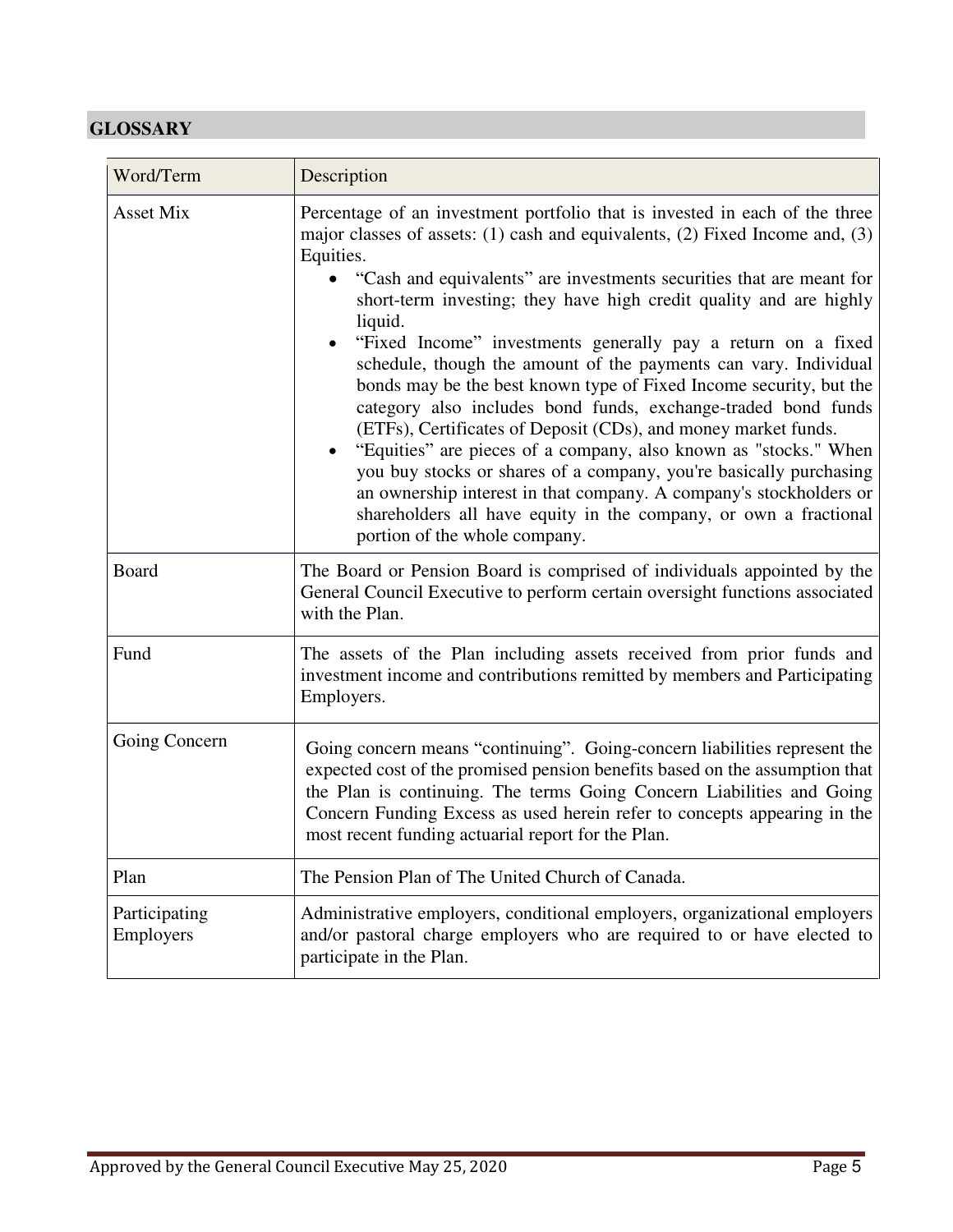## GLOSSARY

| Word/Term | Description |
|---|---|
| Asset Mix | Percentage of an investment portfolio that is invested in each of the three major classes of assets: (1) cash and equivalents, (2) Fixed Income and, (3) Equities.<br>• "Cash and equivalents" are investments securities that are meant for short-term investing; they have high credit quality and are highly liquid.<br>• "Fixed Income" investments generally pay a return on a fixed schedule, though the amount of the payments can vary. Individual bonds may be the best known type of Fixed Income security, but the category also includes bond funds, exchange-traded bond funds (ETFs), Certificates of Deposit (CDs), and money market funds.<br>• "Equities" are pieces of a company, also known as "stocks." When you buy stocks or shares of a company, you're basically purchasing an ownership interest in that company. A company's stockholders or shareholders all have equity in the company, or own a fractional portion of the whole company. |
| Board | The Board or Pension Board is comprised of individuals appointed by the General Council Executive to perform certain oversight functions associated with the Plan. |
| Fund | The assets of the Plan including assets received from prior funds and investment income and contributions remitted by members and Participating Employers. |
| Going Concern | Going concern means "continuing". Going-concern liabilities represent the expected cost of the promised pension benefits based on the assumption that the Plan is continuing. The terms Going Concern Liabilities and Going Concern Funding Excess as used herein refer to concepts appearing in the most recent funding actuarial report for the Plan. |
| Plan | The Pension Plan of The United Church of Canada. |
| Participating Employers | Administrative employers, conditional employers, organizational employers and/or pastoral charge employers who are required to or have elected to participate in the Plan. |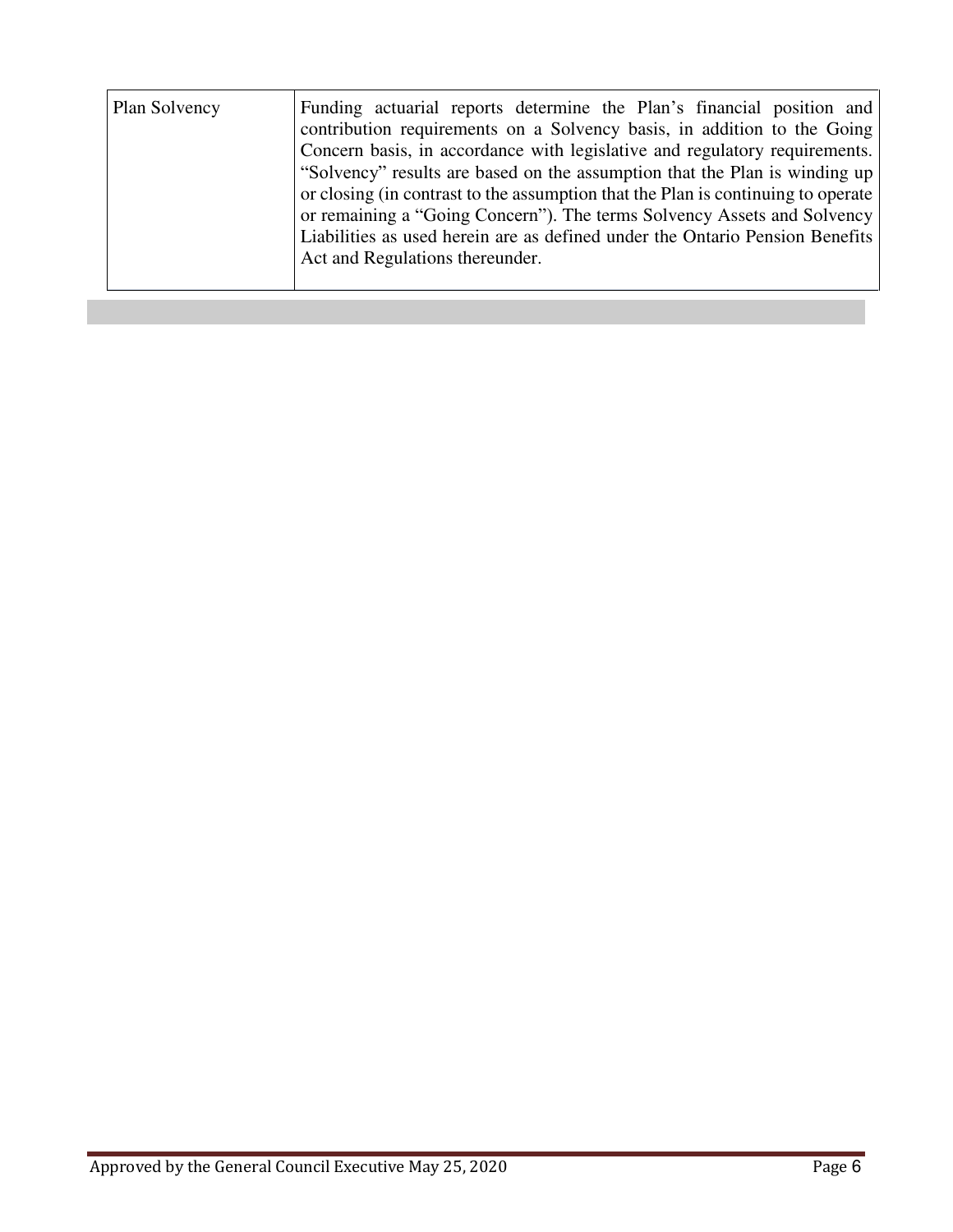| | |
|---|---|
| Plan Solvency | Funding actuarial reports determine the Plan's financial position and contribution requirements on a Solvency basis, in addition to the Going Concern basis, in accordance with legislative and regulatory requirements. "Solvency" results are based on the assumption that the Plan is winding up or closing (in contrast to the assumption that the Plan is continuing to operate or remaining a "Going Concern"). The terms Solvency Assets and Solvency Liabilities as used herein are as defined under the Ontario Pension Benefits Act and Regulations thereunder. |